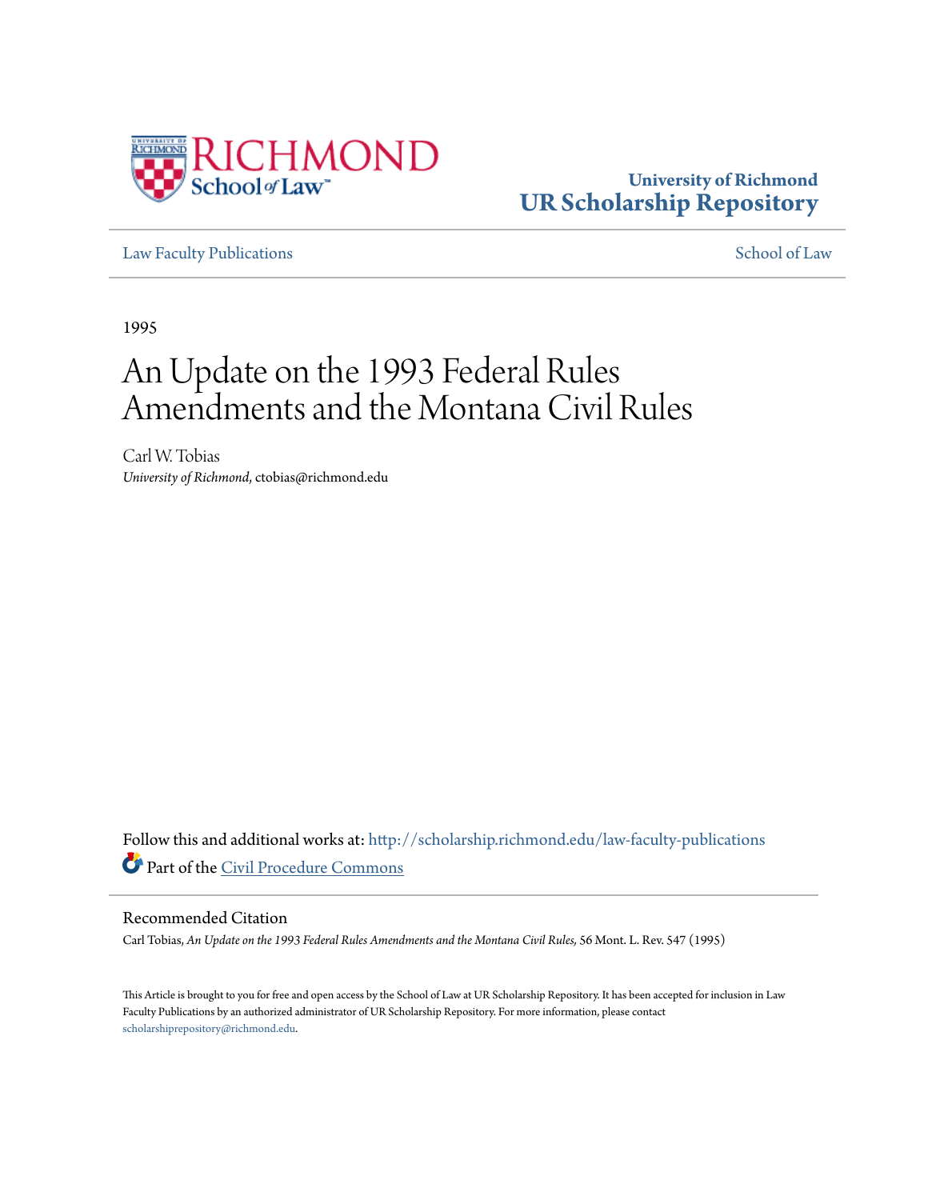University of Richmond
UR Scholarship Repository

Law Faculty Publications

School of Law

1995

# An Update on the 1993 Federal Rules Amendments and the Montana Civil Rules

Carl W. Tobias
*University of Richmond*, ctobias@richmond.edu

Follow this and additional works at: http://scholarship.richmond.edu/law-faculty-publications

Part of the Civil Procedure Commons

## Recommended Citation

Carl Tobias, *An Update on the 1993 Federal Rules Amendments and the Montana Civil Rules,* 56 Mont. L. Rev. 547 (1995)

This Article is brought to you for free and open access by the School of Law at UR Scholarship Repository. It has been accepted for inclusion in Law Faculty Publications by an authorized administrator of UR Scholarship Repository. For more information, please contact scholarshiprepository@richmond.edu.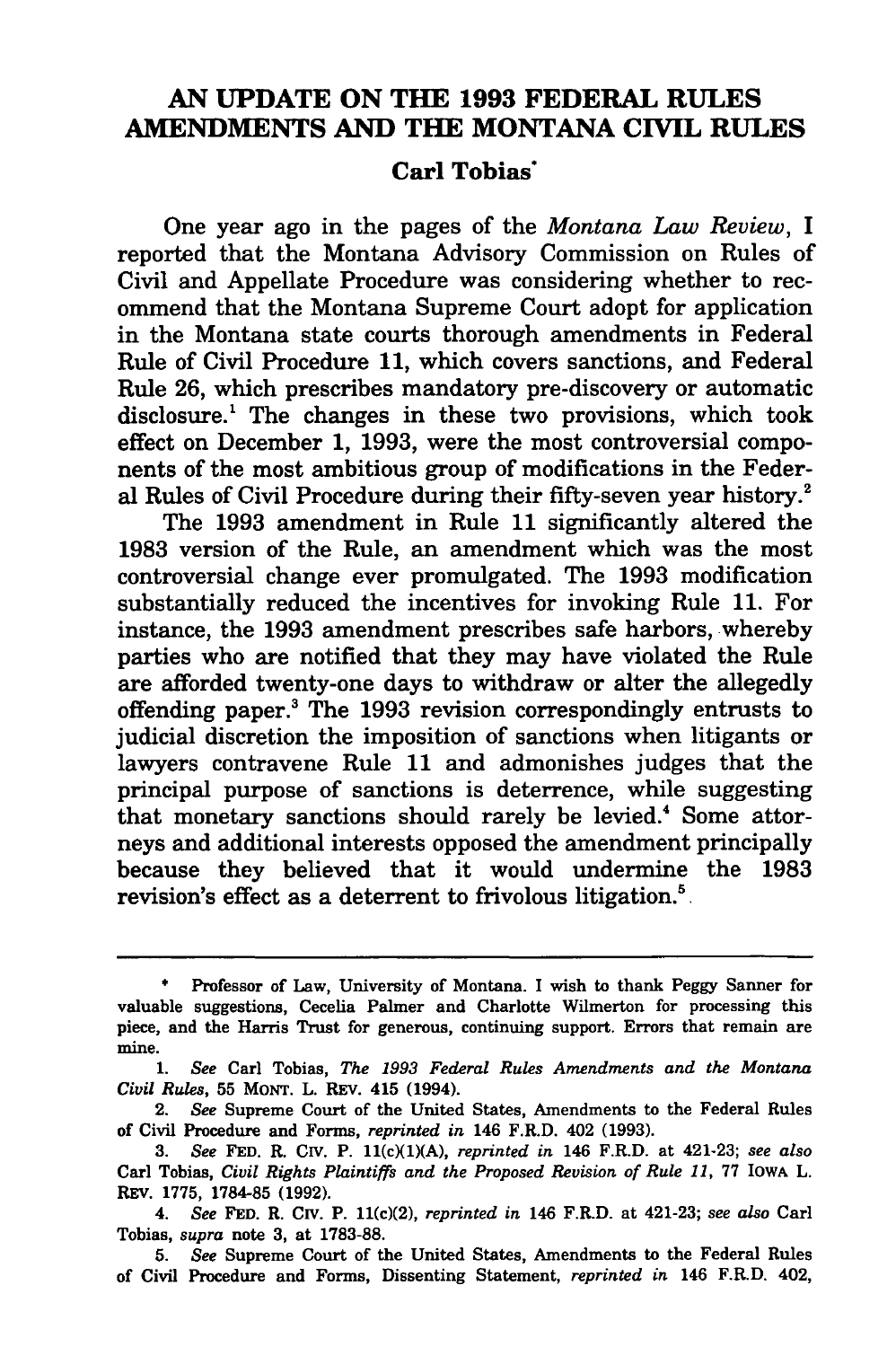# AN UPDATE ON THE 1993 FEDERAL RULES AMENDMENTS AND THE MONTANA CIVIL RULES

**Carl Tobias***

One year ago in the pages of the *Montana Law Review*, I reported that the Montana Advisory Commission on Rules of Civil and Appellate Procedure was considering whether to recommend that the Montana Supreme Court adopt for application in the Montana state courts thorough amendments in Federal Rule of Civil Procedure 11, which covers sanctions, and Federal Rule 26, which prescribes mandatory pre-discovery or automatic disclosure.[1] The changes in these two provisions, which took effect on December 1, 1993, were the most controversial components of the most ambitious group of modifications in the Federal Rules of Civil Procedure during their fifty-seven year history.[2]

The 1993 amendment in Rule 11 significantly altered the 1983 version of the Rule, an amendment which was the most controversial change ever promulgated. The 1993 modification substantially reduced the incentives for invoking Rule 11. For instance, the 1993 amendment prescribes safe harbors, whereby parties who are notified that they may have violated the Rule are afforded twenty-one days to withdraw or alter the allegedly offending paper.[3] The 1993 revision correspondingly entrusts to judicial discretion the imposition of sanctions when litigants or lawyers contravene Rule 11 and admonishes judges that the principal purpose of sanctions is deterrence, while suggesting that monetary sanctions should rarely be levied.[4] Some attorneys and additional interests opposed the amendment principally because they believed that it would undermine the 1983 revision's effect as a deterrent to frivolous litigation.[5]

---

\* Professor of Law, University of Montana. I wish to thank Peggy Sanner for valuable suggestions, Cecelia Palmer and Charlotte Wilmerton for processing this piece, and the Harris Trust for generous, continuing support. Errors that remain are mine.

1. *See* Carl Tobias, *The 1993 Federal Rules Amendments and the Montana Civil Rules*, 55 MONT. L. REV. 415 (1994).

2. *See* Supreme Court of the United States, Amendments to the Federal Rules of Civil Procedure and Forms, *reprinted in* 146 F.R.D. 402 (1993).

3. *See* FED. R. CIV. P. 11(c)(1)(A), *reprinted in* 146 F.R.D. at 421-23; *see also* Carl Tobias, *Civil Rights Plaintiffs and the Proposed Revision of Rule 11*, 77 IOWA L. REV. 1775, 1784-85 (1992).

4. *See* FED. R. CIV. P. 11(c)(2), *reprinted in* 146 F.R.D. at 421-23; *see also* Carl Tobias, *supra* note 3, at 1783-88.

5. *See* Supreme Court of the United States, Amendments to the Federal Rules of Civil Procedure and Forms, Dissenting Statement, *reprinted in* 146 F.R.D. 402,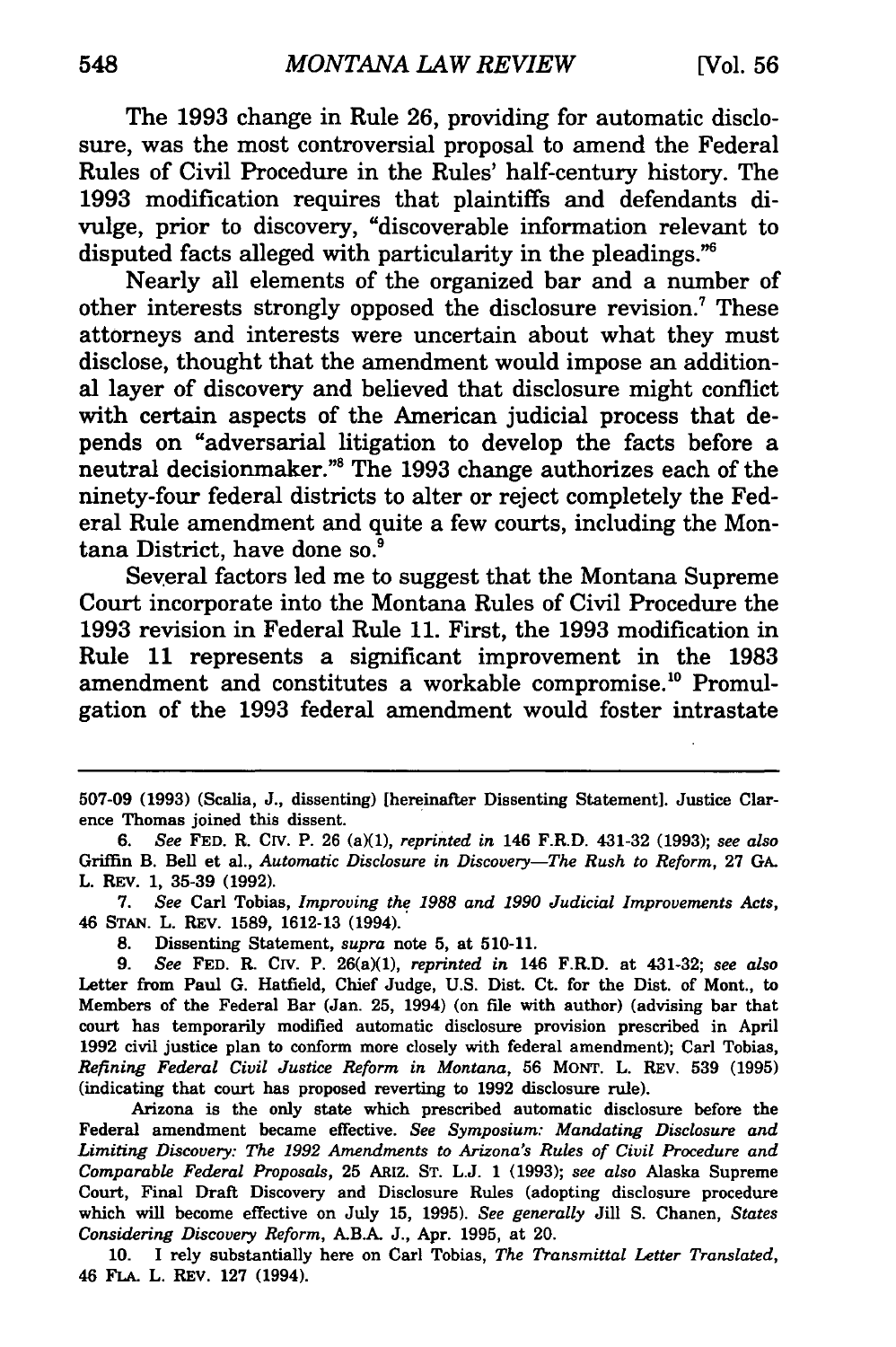The 1993 change in Rule 26, providing for automatic disclosure, was the most controversial proposal to amend the Federal Rules of Civil Procedure in the Rules' half-century history. The 1993 modification requires that plaintiffs and defendants divulge, prior to discovery, "discoverable information relevant to disputed facts alleged with particularity in the pleadings."[6]

Nearly all elements of the organized bar and a number of other interests strongly opposed the disclosure revision.[7] These attorneys and interests were uncertain about what they must disclose, thought that the amendment would impose an additional layer of discovery and believed that disclosure might conflict with certain aspects of the American judicial process that depends on "adversarial litigation to develop the facts before a neutral decisionmaker."[8] The 1993 change authorizes each of the ninety-four federal districts to alter or reject completely the Federal Rule amendment and quite a few courts, including the Montana District, have done so.[9]

Several factors led me to suggest that the Montana Supreme Court incorporate into the Montana Rules of Civil Procedure the 1993 revision in Federal Rule 11. First, the 1993 modification in Rule 11 represents a significant improvement in the 1983 amendment and constitutes a workable compromise.[10] Promulgation of the 1993 federal amendment would foster intrastate

---

507-09 (1993) (Scalia, J., dissenting) [hereinafter Dissenting Statement]. Justice Clarence Thomas joined this dissent.

6. *See* FED. R. CIV. P. 26 (a)(1), *reprinted in* 146 F.R.D. 431-32 (1993); *see also* Griffin B. Bell et al., *Automatic Disclosure in Discovery—The Rush to Reform*, 27 GA. L. REV. 1, 35-39 (1992).

7. *See* Carl Tobias, *Improving the 1988 and 1990 Judicial Improvements Acts*, 46 STAN. L. REV. 1589, 1612-13 (1994).

8. Dissenting Statement, *supra* note 5, at 510-11.

9. *See* FED. R. CIV. P. 26(a)(1), *reprinted in* 146 F.R.D. at 431-32; *see also* Letter from Paul G. Hatfield, Chief Judge, U.S. Dist. Ct. for the Dist. of Mont., to Members of the Federal Bar (Jan. 25, 1994) (on file with author) (advising bar that court has temporarily modified automatic disclosure provision prescribed in April 1992 civil justice plan to conform more closely with federal amendment); Carl Tobias, *Refining Federal Civil Justice Reform in Montana*, 56 MONT. L. REV. 539 (1995) (indicating that court has proposed reverting to 1992 disclosure rule).

Arizona is the only state which prescribed automatic disclosure before the Federal amendment became effective. *See Symposium: Mandating Disclosure and Limiting Discovery: The 1992 Amendments to Arizona's Rules of Civil Procedure and Comparable Federal Proposals*, 25 ARIZ. ST. L.J. 1 (1993); *see also* Alaska Supreme Court, Final Draft Discovery and Disclosure Rules (adopting disclosure procedure which will become effective on July 15, 1995). *See generally* Jill S. Chanen, *States Considering Discovery Reform*, A.B.A. J., Apr. 1995, at 20.

10. I rely substantially here on Carl Tobias, *The Transmittal Letter Translated*, 46 FLA. L. REV. 127 (1994).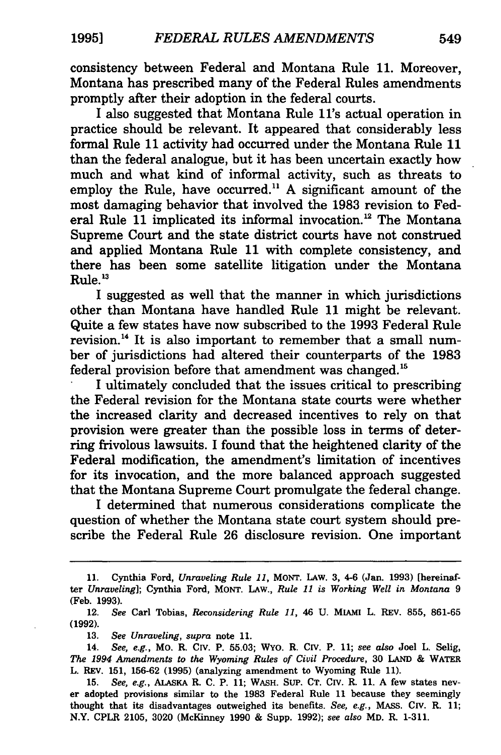consistency between Federal and Montana Rule 11. Moreover, Montana has prescribed many of the Federal Rules amendments promptly after their adoption in the federal courts.

I also suggested that Montana Rule 11's actual operation in practice should be relevant. It appeared that considerably less formal Rule 11 activity had occurred under the Montana Rule 11 than the federal analogue, but it has been uncertain exactly how much and what kind of informal activity, such as threats to employ the Rule, have occurred.[11] A significant amount of the most damaging behavior that involved the 1983 revision to Federal Rule 11 implicated its informal invocation.[12] The Montana Supreme Court and the state district courts have not construed and applied Montana Rule 11 with complete consistency, and there has been some satellite litigation under the Montana Rule.[13]

I suggested as well that the manner in which jurisdictions other than Montana have handled Rule 11 might be relevant. Quite a few states have now subscribed to the 1993 Federal Rule revision.[14] It is also important to remember that a small number of jurisdictions had altered their counterparts of the 1983 federal provision before that amendment was changed.[15]

I ultimately concluded that the issues critical to prescribing the Federal revision for the Montana state courts were whether the increased clarity and decreased incentives to rely on that provision were greater than the possible loss in terms of deterring frivolous lawsuits. I found that the heightened clarity of the Federal modification, the amendment's limitation of incentives for its invocation, and the more balanced approach suggested that the Montana Supreme Court promulgate the federal change.

I determined that numerous considerations complicate the question of whether the Montana state court system should prescribe the Federal Rule 26 disclosure revision. One important

---

11. Cynthia Ford, *Unraveling Rule 11*, MONT. LAW. 3, 4-6 (Jan. 1993) [hereinafter *Unraveling*]; Cynthia Ford, MONT. LAW., *Rule 11 is Working Well in Montana* 9 (Feb. 1993).

12. *See* Carl Tobias, *Reconsidering Rule 11*, 46 U. MIAMI L. REV. 855, 861-65 (1992).

13. *See Unraveling*, *supra* note 11.

14. *See, e.g.*, MO. R. CIV. P. 55.03; WYO. R. CIV. P. 11; *see also* Joel L. Selig, *The 1994 Amendments to the Wyoming Rules of Civil Procedure*, 30 LAND & WATER L. REV. 151, 156-62 (1995) (analyzing amendment to Wyoming Rule 11).

15. *See, e.g.*, ALASKA R. C. P. 11; WASH. SUP. CT. CIV. R. 11. A few states never adopted provisions similar to the 1983 Federal Rule 11 because they seemingly thought that its disadvantages outweighed its benefits. *See, e.g.*, MASS. CIV. R. 11; N.Y. CPLR 2105, 3020 (McKinney 1990 & Supp. 1992); *see also* MD. R. 1-311.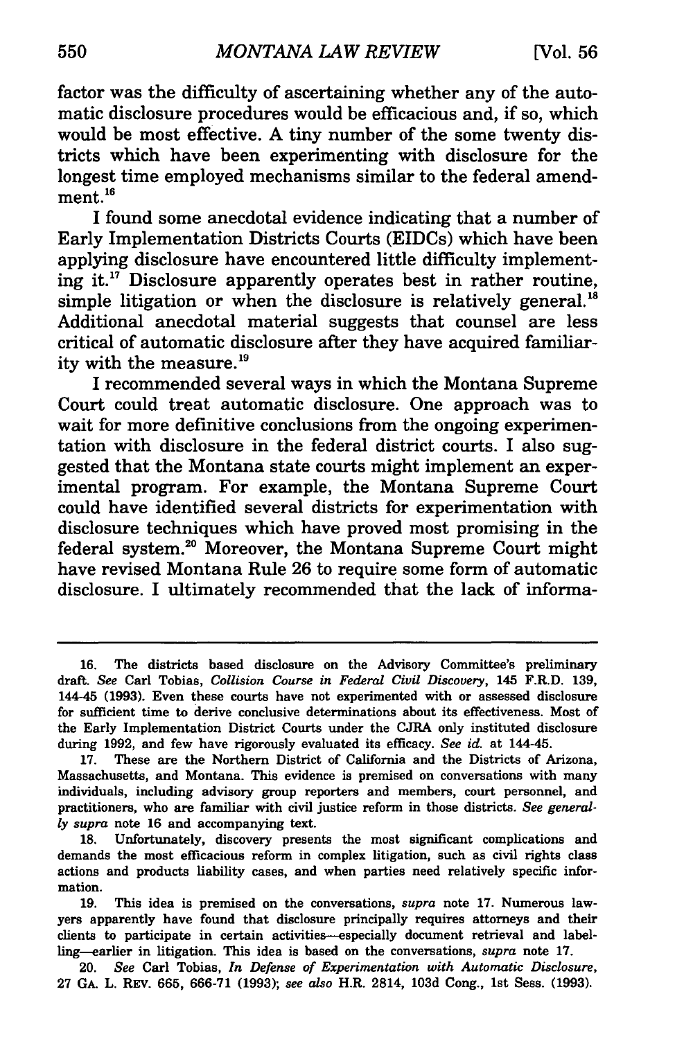factor was the difficulty of ascertaining whether any of the automatic disclosure procedures would be efficacious and, if so, which would be most effective. A tiny number of the some twenty districts which have been experimenting with disclosure for the longest time employed mechanisms similar to the federal amendment.[16]

I found some anecdotal evidence indicating that a number of Early Implementation Districts Courts (EIDCs) which have been applying disclosure have encountered little difficulty implementing it.[17] Disclosure apparently operates best in rather routine, simple litigation or when the disclosure is relatively general.[18] Additional anecdotal material suggests that counsel are less critical of automatic disclosure after they have acquired familiarity with the measure.[19]

I recommended several ways in which the Montana Supreme Court could treat automatic disclosure. One approach was to wait for more definitive conclusions from the ongoing experimentation with disclosure in the federal district courts. I also suggested that the Montana state courts might implement an experimental program. For example, the Montana Supreme Court could have identified several districts for experimentation with disclosure techniques which have proved most promising in the federal system.[20] Moreover, the Montana Supreme Court might have revised Montana Rule 26 to require some form of automatic disclosure. I ultimately recommended that the lack of informa-

---

16. The districts based disclosure on the Advisory Committee's preliminary draft. *See* Carl Tobias, *Collision Course in Federal Civil Discovery*, 145 F.R.D. 139, 144-45 (1993). Even these courts have not experimented with or assessed disclosure for sufficient time to derive conclusive determinations about its effectiveness. Most of the Early Implementation District Courts under the CJRA only instituted disclosure during 1992, and few have rigorously evaluated its efficacy. *See id.* at 144-45.

17. These are the Northern District of California and the Districts of Arizona, Massachusetts, and Montana. This evidence is premised on conversations with many individuals, including advisory group reporters and members, court personnel, and practitioners, who are familiar with civil justice reform in those districts. *See generally supra* note 16 and accompanying text.

18. Unfortunately, discovery presents the most significant complications and demands the most efficacious reform in complex litigation, such as civil rights class actions and products liability cases, and when parties need relatively specific information.

19. This idea is premised on the conversations, *supra* note 17. Numerous lawyers apparently have found that disclosure principally requires attorneys and their clients to participate in certain activities—especially document retrieval and labelling—earlier in litigation. This idea is based on the conversations, *supra* note 17.

20. *See* Carl Tobias, *In Defense of Experimentation with Automatic Disclosure*, 27 GA. L. REV. 665, 666-71 (1993); *see also* H.R. 2814, 103d Cong., 1st Sess. (1993).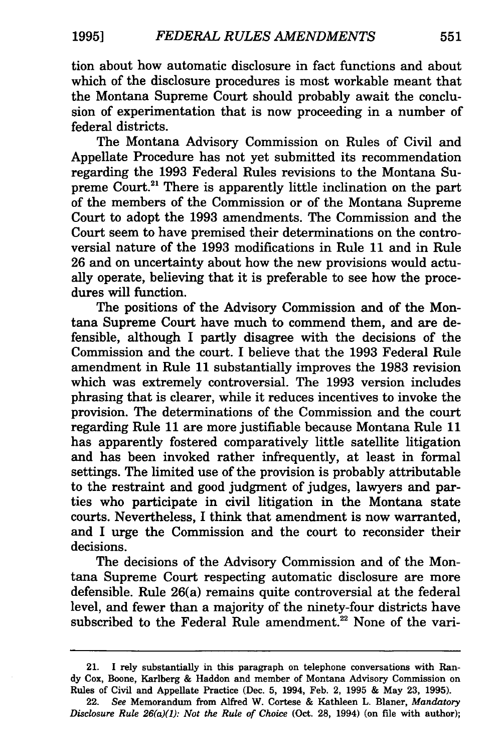tion about how automatic disclosure in fact functions and about which of the disclosure procedures is most workable meant that the Montana Supreme Court should probably await the conclusion of experimentation that is now proceeding in a number of federal districts.

The Montana Advisory Commission on Rules of Civil and Appellate Procedure has not yet submitted its recommendation regarding the 1993 Federal Rules revisions to the Montana Supreme Court.[21] There is apparently little inclination on the part of the members of the Commission or of the Montana Supreme Court to adopt the 1993 amendments. The Commission and the Court seem to have premised their determinations on the controversial nature of the 1993 modifications in Rule 11 and in Rule 26 and on uncertainty about how the new provisions would actually operate, believing that it is preferable to see how the procedures will function.

The positions of the Advisory Commission and of the Montana Supreme Court have much to commend them, and are defensible, although I partly disagree with the decisions of the Commission and the court. I believe that the 1993 Federal Rule amendment in Rule 11 substantially improves the 1983 revision which was extremely controversial. The 1993 version includes phrasing that is clearer, while it reduces incentives to invoke the provision. The determinations of the Commission and the court regarding Rule 11 are more justifiable because Montana Rule 11 has apparently fostered comparatively little satellite litigation and has been invoked rather infrequently, at least in formal settings. The limited use of the provision is probably attributable to the restraint and good judgment of judges, lawyers and parties who participate in civil litigation in the Montana state courts. Nevertheless, I think that amendment is now warranted, and I urge the Commission and the court to reconsider their decisions.

The decisions of the Advisory Commission and of the Montana Supreme Court respecting automatic disclosure are more defensible. Rule 26(a) remains quite controversial at the federal level, and fewer than a majority of the ninety-four districts have subscribed to the Federal Rule amendment.[22] None of the vari-

---

21. I rely substantially in this paragraph on telephone conversations with Randy Cox, Boone, Karlberg & Haddon and member of Montana Advisory Commission on Rules of Civil and Appellate Practice (Dec. 5, 1994, Feb. 2, 1995 & May 23, 1995).

22. *See* Memorandum from Alfred W. Cortese & Kathleen L. Blaner, *Mandatory Disclosure Rule 26(a)(1): Not the Rule of Choice* (Oct. 28, 1994) (on file with author);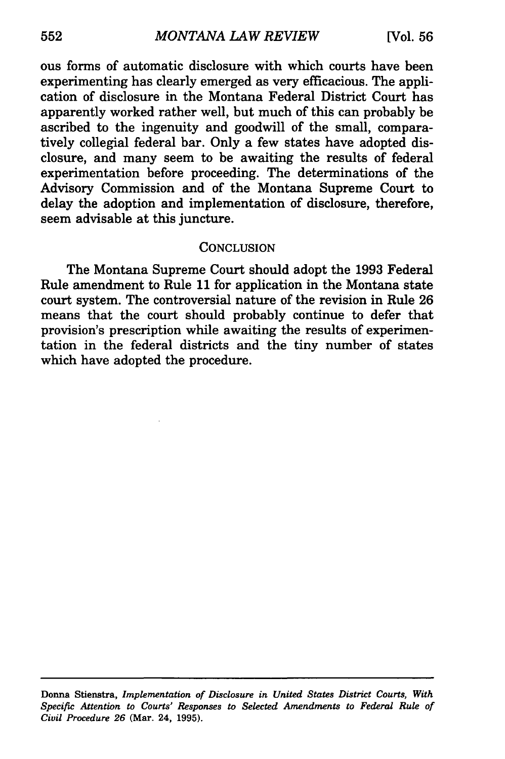ous forms of automatic disclosure with which courts have been experimenting has clearly emerged as very efficacious. The application of disclosure in the Montana Federal District Court has apparently worked rather well, but much of this can probably be ascribed to the ingenuity and goodwill of the small, comparatively collegial federal bar. Only a few states have adopted disclosure, and many seem to be awaiting the results of federal experimentation before proceeding. The determinations of the Advisory Commission and of the Montana Supreme Court to delay the adoption and implementation of disclosure, therefore, seem advisable at this juncture.

## CONCLUSION

The Montana Supreme Court should adopt the 1993 Federal Rule amendment to Rule 11 for application in the Montana state court system. The controversial nature of the revision in Rule 26 means that the court should probably continue to defer that provision's prescription while awaiting the results of experimentation in the federal districts and the tiny number of states which have adopted the procedure.

---

Donna Stienstra, *Implementation of Disclosure in United States District Courts, With Specific Attention to Courts' Responses to Selected Amendments to Federal Rule of Civil Procedure 26* (Mar. 24, 1995).